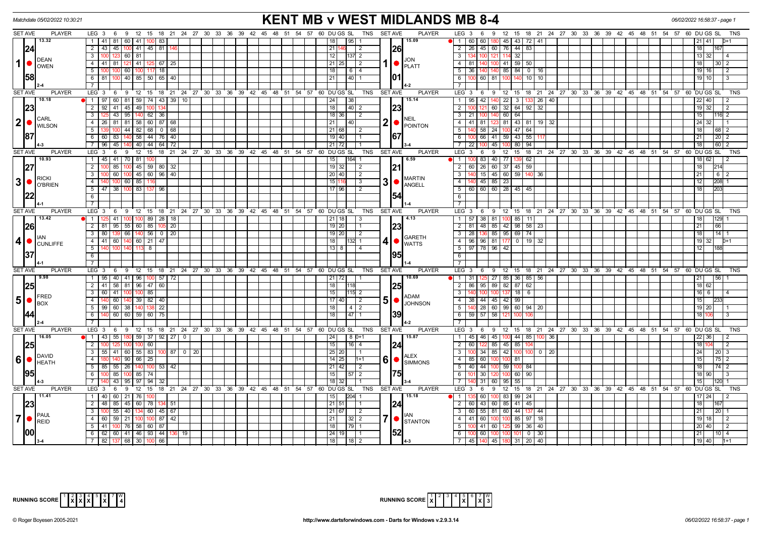Matchdate 05/02/2022 10:30:21

# KENT MB v WEST MIDLANDS MB 8-4

06/02/2022 16:58:37 - page 1

## Set 1

| SET AVE | PLAYER | LEG | 3 | 6 | 9 | 12 | 15 | 18 | 21 | 24 | DU | GS | SL | TNS |
|---|---|---|---|---|---|---|---|---|---|---|---|---|---|---|
| 13.32 / 24.58 | DEAN OWEN (2-4) | 1 | 41 | 81 | 60 | 41 | 100 | 83 | | | 18 | | 95 | 1 |
| | | 2 | 43 | 45 | 100 | 41 | 45 | 81 | 146 | | 21 | 146 | | 2 |
| | | 3 | 100 | 123 | 60 | 81 | | | | | 12 | | 137 | 2 |
| | | 4 | 41 | 81 | 121 | 41 | 125 | 67 | 25 | | 21 | 25 | | 2 |
| | | 5 | 100 | 100 | 60 | 100 | 117 | 18 | | | 18 | | 6 | 4 |
| | | 6 | 81 | 100 | 40 | 85 | 50 | 65 | 40 | | 21 | | 40 | 1 |

| SET AVE | PLAYER | LEG | 3 | 6 | 9 | 12 | 15 | 18 | 21 | 24 | DU | GS | SL | TNS |
|---|---|---|---|---|---|---|---|---|---|---|---|---|---|---|
| 15.09 / 26.01 | JON PLATT (4-2) | 1 | 60 | 60 | 180 | 45 | 43 | 72 | 41 | | 21 | 41 | | 0+1 |
| | | 2 | 26 | 45 | 60 | 76 | 44 | 83 | | | 18 | | 167 | |
| | | 3 | 134 | 100 | 121 | 114 | 32 | | | | 13 | 32 | | 4 |
| | | 4 | 81 | 140 | 100 | 41 | 59 | 50 | | | 18 | | 30 | 2 |
| | | 5 | 36 | 140 | 140 | 85 | 84 | 0 | 16 | | 19 | 16 | | 2 |
| | | 6 | 100 | 60 | 81 | 100 | 140 | 10 | 10 | | 19 | 10 | | 3 |

## Set 2

| SET AVE | PLAYER | LEG | 3 | 6 | 9 | 12 | 15 | 18 | 21 | 24 | 27 | DU | GS | SL | TNS |
|---|---|---|---|---|---|---|---|---|---|---|---|---|---|---|---|
| 10.18 / 23.87 | CARL WILSON (4-3) | 1 | 97 | 60 | 81 | 59 | 74 | 43 | 39 | 10 | | 24 | | 38 | |
| | | 2 | 92 | 41 | 45 | 49 | 100 | 134 | | | | 18 | | 40 | 2 |
| | | 3 | 125 | 43 | 95 | 140 | 62 | 36 | | | | 18 | 36 | | 2 |
| | | 4 | 26 | 81 | 81 | 58 | 60 | 87 | 68 | | | 21 | | 40 | |
| | | 5 | 139 | 100 | 44 | 82 | 68 | 0 | 68 | | | 21 | 68 | | 2 |
| | | 6 | 60 | 83 | 140 | 58 | 44 | 76 | 40 | | | 19 | 40 | | 1 |
| | | 7 | 96 | 45 | 140 | 40 | 44 | 64 | 72 | | | 21 | 72 | | 1 |

| SET AVE | PLAYER | LEG | 3 | 6 | 9 | 12 | 15 | 18 | 21 | 24 | 27 | DU | GS | SL | TNS |
|---|---|---|---|---|---|---|---|---|---|---|---|---|---|---|---|
| 15.14 / 23.67 | NEIL POINTON (3-4) | 1 | 95 | 42 | 140 | 22 | 3 | 133 | 26 | 40 | | 22 | 40 | | 2 |
| | | 2 | 100 | 121 | 60 | 32 | 64 | 92 | 32 | | | 19 | 32 | | 2 |
| | | 3 | 21 | 100 | 140 | 60 | 64 | | | | | 15 | | 116 | 2 |
| | | 4 | 41 | 81 | 123 | 81 | 43 | 81 | 19 | 32 | | 24 | 32 | | 1 |
| | | 5 | 140 | 58 | 24 | 100 | 47 | 64 | | | | 18 | | 68 | 2 |
| | | 6 | 100 | 66 | 41 | 59 | 43 | 55 | 117 | | | 21 | | 20 | 2 |
| | | 7 | 22 | 100 | 45 | 100 | 80 | 94 | | | | 18 | | 60 | 2 |

## Set 3

| SET AVE | PLAYER | LEG | 3 | 6 | 9 | 12 | 15 | 18 | 21 | DU | GS | SL | TNS |
|---|---|---|---|---|---|---|---|---|---|---|---|---|---|
| 10.93 / 27.22 | RICKI O'BRIEN (4-1) | 1 | 45 | 41 | 70 | 81 | 100 | | | 15 | | 164 | 1 |
| | | 2 | 100 | 85 | 100 | 45 | 59 | 80 | 32 | 19 | 32 | | 2 |
| | | 3 | 100 | 60 | 100 | 45 | 60 | 96 | 40 | 20 | 40 | | 2 |
| | | 4 | 140 | 100 | 60 | 85 | 116 | | | 15 | 116 | | 3 |
| | | 5 | 47 | 38 | 100 | 83 | 137 | 96 | | 17 | 96 | | 2 |

| SET AVE | PLAYER | LEG | 3 | 6 | 9 | 12 | 15 | 18 | 21 | DU | GS | SL | TNS |
|---|---|---|---|---|---|---|---|---|---|---|---|---|---|
| 6.59 / 21.54 | MARTIN ANGELL (1-4) | 1 | 100 | 83 | 40 | 77 | 139 | 62 | | 18 | 62 | | 2 |
| | | 2 | 60 | 26 | 60 | 37 | 45 | 59 | | 18 | | 214 | |
| | | 3 | 140 | 15 | 45 | 60 | 59 | 140 | 36 | 21 | | 6 | 2 |
| | | 4 | 140 | 45 | 85 | 23 | | | | 12 | | 208 | 1 |
| | | 5 | 60 | 60 | 60 | 28 | 45 | 45 | | 18 | | 203 | |

## Set 4

| SET AVE | PLAYER | LEG | 3 | 6 | 9 | 12 | 15 | 18 | 21 | 24 | DU | GS | SL | TNS |
|---|---|---|---|---|---|---|---|---|---|---|---|---|---|---|
| 13.42 / 26.37 | IAN CUNLIFFE (4-1) | 1 | 125 | 41 | 100 | 100 | 89 | 28 | 18 | | 21 | 18 | | 3 |
| | | 2 | 81 | 95 | 55 | 60 | 85 | 105 | 20 | | 19 | 20 | | 1 |
| | | 3 | 80 | 139 | 66 | 140 | 56 | 0 | 20 | | 19 | 20 | | 2 |
| | | 4 | 41 | 60 | 140 | 60 | 21 | 47 | | | 18 | | 132 | 1 |
| | | 5 | 140 | 100 | 140 | 113 | 8 | | | | 13 | 8 | | 4 |

| SET AVE | PLAYER | LEG | 3 | 6 | 9 | 12 | 15 | 18 | 21 | 24 | DU | GS | SL | TNS |
|---|---|---|---|---|---|---|---|---|---|---|---|---|---|---|
| 4.13 / 23.95 | GARETH WATTS (1-4) | 1 | 57 | 38 | 81 | 100 | 85 | 11 | | | 18 | | 129 | 1 |
| | | 2 | 81 | 48 | 85 | 42 | 98 | 58 | 23 | | 21 | | 66 | |
| | | 3 | 28 | 136 | 85 | 95 | 69 | 74 | | | 18 | | 14 | 1 |
| | | 4 | 96 | 96 | 81 | 177 | 0 | 19 | 32 | | 19 | 32 | | 0+1 |
| | | 5 | 97 | 78 | 96 | 42 | | | | | 12 | | 188 | |

## Set 5

| SET AVE | PLAYER | LEG | 3 | 6 | 9 | 12 | 15 | 18 | 21 | DU | GS | SL | TNS |
|---|---|---|---|---|---|---|---|---|---|---|---|---|---|
| 9.98 / 25.44 | FRED BOX (2-4) | 1 | 95 | 40 | 41 | 96 | 100 | 57 | 72 | 21 | 72 | | 1 |
| | | 2 | 41 | 58 | 81 | 96 | 47 | 60 | | 18 | | 118 | |
| | | 3 | 60 | 41 | 100 | 100 | 85 | | | 15 | | 115 | 2 |
| | | 4 | 140 | 60 | 140 | 39 | 82 | 40 | | 17 | 40 | | 2 |
| | | 5 | 99 | 60 | 38 | 140 | 138 | 22 | | 18 | | 4 | 2 |
| | | 6 | 140 | 60 | 60 | 59 | 60 | 75 | | 18 | | 47 | 1 |

| SET AVE | PLAYER | LEG | 3 | 6 | 9 | 12 | 15 | 18 | 21 | DU | GS | SL | TNS |
|---|---|---|---|---|---|---|---|---|---|---|---|---|---|
| 10.69 / 25.39 | ADAM JOHNSON (4-2) | 1 | 31 | 125 | 27 | 85 | 36 | 85 | 56 | 21 | | 56 | 1 |
| | | 2 | 86 | 95 | 89 | 82 | 87 | 62 | | 18 | 62 | | |
| | | 3 | 140 | 100 | 100 | 137 | 18 | 6 | | 16 | 6 | | 4 |
| | | 4 | 38 | 44 | 45 | 42 | 99 | | | 15 | | 233 | |
| | | 5 | 140 | 28 | 60 | 99 | 60 | 94 | 20 | 19 | 20 | | 1 |
| | | 6 | 59 | 57 | 58 | 121 | 100 | 106 | | 18 | 106 | | 3 |

## Set 6

| SET AVE | PLAYER | LEG | 3 | 6 | 9 | 12 | 15 | 18 | 21 | 24 | 27 | DU | GS | SL | TNS |
|---|---|---|---|---|---|---|---|---|---|---|---|---|---|---|---|
| 16.05 / 25.95 | DAVID HEATH (4-3) | 1 | 43 | 55 | 180 | 59 | 37 | 92 | 27 | 0 | | 24 | | 8 | 0+1 |
| | | 2 | 100 | 125 | 100 | 100 | 60 | | | | | 15 | | 16 | 4 |
| | | 3 | 55 | 41 | 60 | 55 | 83 | 100 | 87 | 0 | 20 | 25 | 20 | | 1 |
| | | 4 | 180 | 140 | 90 | 66 | 25 | | | | | 14 | 25 | | 1+1 |
| | | 5 | 85 | 55 | 26 | 140 | 100 | 53 | 42 | | | 21 | 42 | | 2 |
| | | 6 | 100 | 85 | 100 | 85 | 74 | | | | | 15 | | 57 | 2 |
| | | 7 | 140 | 43 | 95 | 97 | 94 | 32 | | | | 18 | 32 | | 1 |

| SET AVE | PLAYER | LEG | 3 | 6 | 9 | 12 | 15 | 18 | 21 | 24 | 27 | DU | GS | SL | TNS |
|---|---|---|---|---|---|---|---|---|---|---|---|---|---|---|---|
| 15.87 / 24.75 | ALEX SIMMONS (3-4) | 1 | 45 | 46 | 45 | 100 | 44 | 85 | 100 | 36 | | 22 | 36 | | 2 |
| | | 2 | 60 | 122 | 85 | 45 | 85 | 104 | | | | 18 | 104 | | 2 |
| | | 3 | 100 | 34 | 85 | 42 | 100 | 100 | 0 | 20 | | 24 | | 20 | 3 |
| | | 4 | 85 | 60 | 100 | 100 | 81 | | | | | 15 | | 75 | 2 |
| | | 5 | 40 | 44 | 100 | 59 | 100 | 84 | | | | 18 | | 74 | 2 |
| | | 6 | 101 | 30 | 120 | 100 | 60 | 90 | | | | 18 | 90 | | 3 |
| | | 7 | 140 | 31 | 60 | 95 | 55 | | | | | 15 | | 120 | 1 |

## Set 7

| SET AVE | PLAYER | LEG | 3 | 6 | 9 | 12 | 15 | 18 | 21 | 24 | DU | GS | SL | TNS |
|---|---|---|---|---|---|---|---|---|---|---|---|---|---|---|
| 11.41 / 23.00 | PAUL REID (3-4) | 1 | 40 | 60 | 21 | 76 | 100 | | | | 15 | | 204 | 1 |
| | | 2 | 48 | 85 | 45 | 60 | 78 | 134 | 51 | | 21 | 51 | | 1 |
| | | 3 | 100 | 55 | 40 | 134 | 60 | 45 | 67 | | 21 | 67 | | 2 |
| | | 4 | 60 | 59 | 21 | 100 | 100 | 87 | 42 | | 21 | | 32 | 2 |
| | | 5 | 41 | 100 | 76 | 58 | 60 | 87 | | | 18 | | 79 | 1 |
| | | 6 | 62 | 60 | 41 | 46 | 93 | 44 | 136 | 19 | 24 | 19 | | 1 |
| | | 7 | 82 | 137 | 68 | 30 | 100 | 66 | | | 18 | | 18 | 2 |

| SET AVE | PLAYER | LEG | 3 | 6 | 9 | 12 | 15 | 18 | 21 | 24 | DU | GS | SL | TNS |
|---|---|---|---|---|---|---|---|---|---|---|---|---|---|---|
| 15.18 / 24.52 | IAN STANTON (4-3) | 1 | 135 | 60 | 100 | 83 | 99 | 24 | | | 17 | 24 | | 2 |
| | | 2 | 60 | 43 | 60 | 85 | 41 | 45 | | | 18 | | 167 | |
| | | 3 | 60 | 55 | 81 | 60 | 44 | 137 | 44 | | 21 | | 20 | 1 |
| | | 4 | 41 | 60 | 100 | 100 | 85 | 97 | 18 | | 19 | 18 | | 2 |
| | | 5 | 100 | 41 | 60 | 125 | 99 | 36 | 40 | | 20 | 40 | | 2 |
| | | 6 | 100 | 60 | 100 | 100 | 101 | 0 | 30 | | 21 | | 10 | 4 |
| | | 7 | 45 | 140 | 45 | 180 | 31 | 20 | 40 | | 19 | 40 | | 1+1 |

RUNNING SCORE (KENT MB)

| 1 | 2 | 3 | 4 | 5 | 6 | 7 | W |
|---|---|---|---|---|---|---|---|
| | X | X | X | | X | | 4 |

RUNNING SCORE (WEST MIDLANDS MB)

| 1 | 2 | 3 | 4 | 5 | 6 | 7 | W |
|---|---|---|---|---|---|---|---|
| X | | | | X | | X | 3 |

© Roger Boyesen 2005-2021 http://www.dartsforwindows.com - Darts for Windows v.2.9.3.14 06/02/2022 16:58:37 - page 1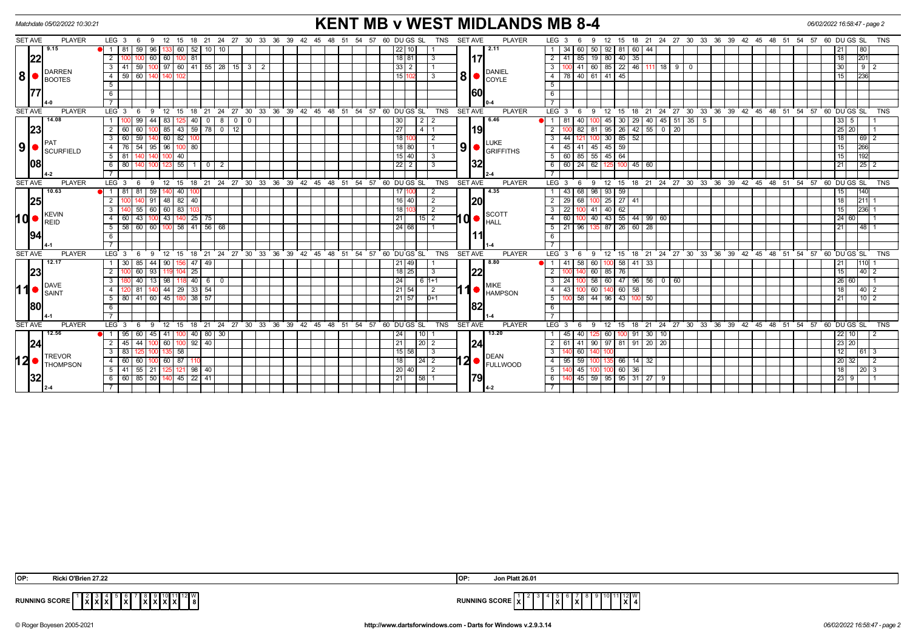Matchdate 05/02/2022 10:30:21

# KENT MB v WEST MIDLANDS MB 8-4

06/02/2022 16:58:47 - page 2

| SET AVE | PLAYER | LEG | Scores | DU | GS | SL | TNS | SET AVE | PLAYER | LEG | Scores | DU | GS | SL | TNS |
|---|---|---|---|---|---|---|---|---|---|---|---|---|---|---|---|
| 9.15 | 8 DARREN BOOTES | 1 | 81 59 96 133 60 52 10 10 | 22 | 10 | | 1 | 2.11 | 8 DANIEL COYLE | 1 | 34 60 50 92 81 60 44 | 21 | | 80 | |
| 22.77 | | 2 | 100 100 60 60 100 81 | 18 | 81 | | 3 | 17.60 | | 2 | 41 85 19 80 40 35 | 18 | | 201 | |
| | | 3 | 41 59 100 97 60 41 55 28 15 3 2 | 33 | 2 | | 1 | | | 3 | 100 41 60 85 22 46 111 18 9 0 | 30 | | 9 | 2 |
| | | 4 | 59 60 140 140 102 | 15 | 102 | | 3 | | | 4 | 78 40 61 41 45 | 15 | | 236 | |
| 4-0 | | | | | | | | 0-4 | | | | | | | |
| 14.08 | 9 PAT SCURFIELD | 1 | 100 99 44 83 125 40 0 8 0 0 | 30 | | 2 | 2 | 6.46 | 9 LUKE GRIFFITHS | 1 | 81 40 100 45 30 29 40 45 51 35 5 | 33 | 5 | | 1 |
| 23.08 | | 2 | 60 60 100 85 43 59 78 0 12 | 27 | | 4 | 1 | 19.32 | | 2 | 100 82 81 95 26 42 55 0 20 | 25 | 20 | | 1 |
| | | 3 | 60 59 140 60 82 100 | 18 | 100 | | 2 | | | 3 | 44 121 100 30 85 52 | 18 | | 69 | 2 |
| | | 4 | 76 54 95 96 100 80 | 18 | 80 | | 1 | | | 4 | 45 41 45 45 59 | 15 | | 266 | |
| | | 5 | 81 140 140 100 40 | 15 | 40 | | 3 | | | 5 | 60 85 55 45 64 | 15 | | 192 | |
| | | 6 | 80 140 100 123 55 1 0 2 | 22 | 2 | | 3 | | | 6 | 60 24 62 125 100 45 60 | 21 | | 25 | 2 |
| 4-2 | | | | | | | | 2-4 | | | | | | | |
| 10.63 | 10 KEVIN REID | 1 | 81 81 59 140 40 100 | 17 | 100 | | 2 | 4.35 | 10 SCOTT HALL | 1 | 43 68 98 93 59 | 15 | | 140 | |
| 25.94 | | 2 | 100 140 91 48 82 40 | 16 | 40 | | 2 | 20.11 | | 2 | 29 68 100 25 27 41 | 18 | | 211 | 1 |
| | | 3 | 140 55 60 60 83 103 | 18 | 103 | | 2 | | | 3 | 22 100 41 40 62 | 15 | | 236 | 1 |
| | | 4 | 60 43 100 43 140 25 75 | 21 | | 15 | 2 | | | 4 | 60 100 40 43 55 44 99 60 | 24 | 60 | | 1 |
| | | 5 | 58 60 60 100 58 41 56 68 | 24 | 68 | | 1 | | | 5 | 21 96 135 87 26 60 28 | 21 | | 48 | 1 |
| 4-1 | | | | | | | | 1-4 | | | | | | | |
| 12.17 | 11 DAVE SAINT | 1 | 30 85 44 90 156 47 49 | 21 | 49 | | 1 | 8.80 | 11 MIKE HAMPSON | 1 | 41 58 60 100 58 41 33 | 21 | | 110 | 1 |
| 23.80 | | 2 | 100 60 93 119 104 25 | 18 | 25 | | 3 | 22.82 | | 2 | 100 140 60 85 76 | 15 | | 40 | 2 |
| | | 3 | 180 40 13 98 118 40 6 0 | 24 | | 6 | 1+1 | | | 3 | 24 100 58 60 47 96 56 0 60 | 26 | 60 | | 1 |
| | | 4 | 120 81 140 44 29 33 54 | 21 | 54 | | 2 | | | 4 | 43 100 60 140 60 58 | 18 | | 40 | 2 |
| | | 5 | 80 41 60 45 180 38 57 | 21 | 57 | | 0+1 | | | 5 | 100 58 44 96 43 100 50 | 21 | | 10 | 2 |
| 4-1 | | | | | | | | 1-4 | | | | | | | |
| 12.56 | 12 TREVOR THOMPSON | 1 | 95 60 45 41 100 40 80 30 | 24 | | 10 | 1 | 13.20 | 12 DEAN FULLWOOD | 1 | 45 40 125 60 100 91 30 10 | 22 | 10 | | 2 |
| 24.32 | | 2 | 45 44 100 60 100 92 40 | 21 | | 20 | 2 | 24.79 | | 2 | 61 41 90 97 81 91 20 20 | 23 | 20 | | |
| | | 3 | 83 125 100 135 58 | 15 | 58 | | 3 | | | 3 | 140 60 140 100 | 12 | | 61 | 3 |
| | | 4 | 60 60 100 60 87 110 | 18 | | 24 | 2 | | | 4 | 95 59 100 135 66 14 32 | 20 | 32 | | 2 |
| | | 5 | 41 55 21 125 121 98 40 | 20 | 40 | | 2 | | | 5 | 140 45 100 100 60 36 | 18 | | 20 | 3 |
| | | 6 | 60 85 50 140 45 22 41 | 21 | | 58 | 1 | | | 6 | 140 45 59 95 95 31 27 9 | 23 | 9 | | 1 |
| 2-4 | | | | | | | | 4-2 | | | | | | | |

OP: Ricki O'Brien 27.22 | OP: Jon Platt 26.01

| RUNNING SCORE | 1 | 2 | 3 | 4 | 5 | 6 | 7 | 8 | 9 | 10 | 11 | 12 | W |
|---|---|---|---|---|---|---|---|---|---|---|---|---|---|
| Kent MB | X | X | X | | | X | | X | X | X | X | | 8 |
| West Midlands MB | X | | | | X | | X | | | | | X | 4 |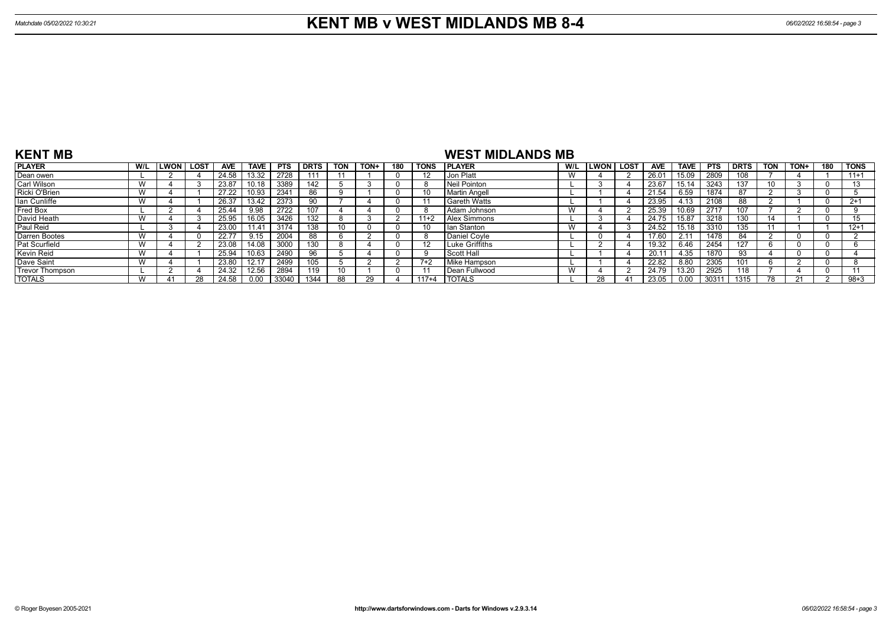# KENT MB v WEST MIDLANDS MB 8-4

Matchdate 05/02/2022 10:30:21

## KENT MB

| PLAYER | W/L | LWON | LOST | AVE | TAVE | PTS | DRTS | TON | TON+ | 180 | TONS |
|---|---|---|---|---|---|---|---|---|---|---|---|
| Dean owen | L | 2 | 4 | 24.58 | 13.32 | 2728 | 111 | 11 | 1 | 0 | 12 |
| Carl Wilson | W | 4 | 3 | 23.87 | 10.18 | 3389 | 142 | 5 | 3 | 0 | 8 |
| Ricki O'Brien | W | 4 | 1 | 27.22 | 10.93 | 2341 | 86 | 9 | 1 | 0 | 10 |
| Ian Cunliffe | W | 4 | 1 | 26.37 | 13.42 | 2373 | 90 | 7 | 4 | 0 | 11 |
| Fred Box | L | 2 | 4 | 25.44 | 9.98 | 2722 | 107 | 4 | 4 | 0 | 8 |
| David Heath | W | 4 | 3 | 25.95 | 16.05 | 3426 | 132 | 8 | 3 | 2 | 11+2 |
| Paul Reid | L | 3 | 4 | 23.00 | 11.41 | 3174 | 138 | 10 | 0 | 0 | 10 |
| Darren Bootes | W | 4 | 0 | 22.77 | 9.15 | 2004 | 88 | 6 | 2 | 0 | 8 |
| Pat Scurfield | W | 4 | 2 | 23.08 | 14.08 | 3000 | 130 | 8 | 4 | 0 | 12 |
| Kevin Reid | W | 4 | 1 | 25.94 | 10.63 | 2490 | 96 | 5 | 4 | 0 | 9 |
| Dave Saint | W | 4 | 1 | 23.80 | 12.17 | 2499 | 105 | 5 | 2 | 2 | 7+2 |
| Trevor Thompson | L | 2 | 4 | 24.32 | 12.56 | 2894 | 119 | 10 | 1 | 0 | 11 |
| TOTALS | W | 41 | 28 | 24.58 | 0.00 | 33040 | 1344 | 88 | 29 | 4 | 117+4 |

## WEST MIDLANDS MB

| PLAYER | W/L | LWON | LOST | AVE | TAVE | PTS | DRTS | TON | TON+ | 180 | TONS |
|---|---|---|---|---|---|---|---|---|---|---|---|
| Jon Platt | W | 4 | 2 | 26.01 | 15.09 | 2809 | 108 | 7 | 4 | 1 | 11+1 |
| Neil Pointon | L | 3 | 4 | 23.67 | 15.14 | 3243 | 137 | 10 | 3 | 0 | 13 |
| Martin Angell | L | 1 | 4 | 21.54 | 6.59 | 1874 | 87 | 2 | 3 | 0 | 5 |
| Gareth Watts | L | 1 | 4 | 23.95 | 4.13 | 2108 | 88 | 2 | 1 | 0 | 2+1 |
| Adam Johnson | W | 4 | 2 | 25.39 | 10.69 | 2717 | 107 | 7 | 2 | 0 | 9 |
| Alex Simmons | L | 3 | 4 | 24.75 | 15.87 | 3218 | 130 | 14 | 1 | 0 | 15 |
| Ian Stanton | W | 4 | 3 | 24.52 | 15.18 | 3310 | 135 | 11 | 1 | 1 | 12+1 |
| Daniel Coyle | L | 0 | 4 | 17.60 | 2.11 | 1478 | 84 | 2 | 0 | 0 | 2 |
| Luke Griffiths | L | 2 | 4 | 19.32 | 6.46 | 2454 | 127 | 6 | 0 | 0 | 6 |
| Scott Hall | L | 1 | 4 | 20.11 | 4.35 | 1870 | 93 | 4 | 0 | 0 | 4 |
| Mike Hampson | L | 1 | 4 | 22.82 | 8.80 | 2305 | 101 | 6 | 2 | 0 | 8 |
| Dean Fullwood | W | 4 | 2 | 24.79 | 13.20 | 2925 | 118 | 7 | 4 | 0 | 11 |
| TOTALS | L | 28 | 41 | 23.05 | 0.00 | 30311 | 1315 | 78 | 21 | 2 | 98+3 |